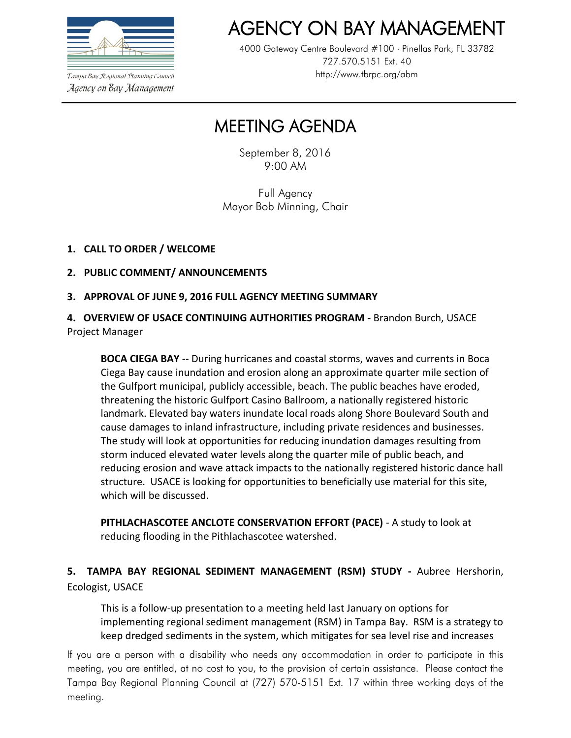Tampa Bay Regional Planning Council

*Agency on Bay Management*

# AGENCY ON BAY MANAGEMENT

4000 Gateway Centre Boulevard #100 · Pinellas Park, FL 33782
727.570.5151 Ext. 40
http://www.tbrpc.org/abm

## MEETING AGENDA

September 8, 2016
9:00 AM

Full Agency
Mayor Bob Minning, Chair

**1. CALL TO ORDER / WELCOME**

**2. PUBLIC COMMENT/ ANNOUNCEMENTS**

**3. APPROVAL OF JUNE 9, 2016 FULL AGENCY MEETING SUMMARY**

**4. OVERVIEW OF USACE CONTINUING AUTHORITIES PROGRAM -** Brandon Burch, USACE Project Manager

**BOCA CIEGA BAY** -- During hurricanes and coastal storms, waves and currents in Boca Ciega Bay cause inundation and erosion along an approximate quarter mile section of the Gulfport municipal, publicly accessible, beach. The public beaches have eroded, threatening the historic Gulfport Casino Ballroom, a nationally registered historic landmark. Elevated bay waters inundate local roads along Shore Boulevard South and cause damages to inland infrastructure, including private residences and businesses. The study will look at opportunities for reducing inundation damages resulting from storm induced elevated water levels along the quarter mile of public beach, and reducing erosion and wave attack impacts to the nationally registered historic dance hall structure. USACE is looking for opportunities to beneficially use material for this site, which will be discussed.

**PITHLACHASCOTEE ANCLOTE CONSERVATION EFFORT (PACE)** - A study to look at reducing flooding in the Pithlachascotee watershed.

**5. TAMPA BAY REGIONAL SEDIMENT MANAGEMENT (RSM) STUDY -** Aubree Hershorin, Ecologist, USACE

This is a follow-up presentation to a meeting held last January on options for implementing regional sediment management (RSM) in Tampa Bay. RSM is a strategy to keep dredged sediments in the system, which mitigates for sea level rise and increases

If you are a person with a disability who needs any accommodation in order to participate in this meeting, you are entitled, at no cost to you, to the provision of certain assistance. Please contact the Tampa Bay Regional Planning Council at (727) 570-5151 Ext. 17 within three working days of the meeting.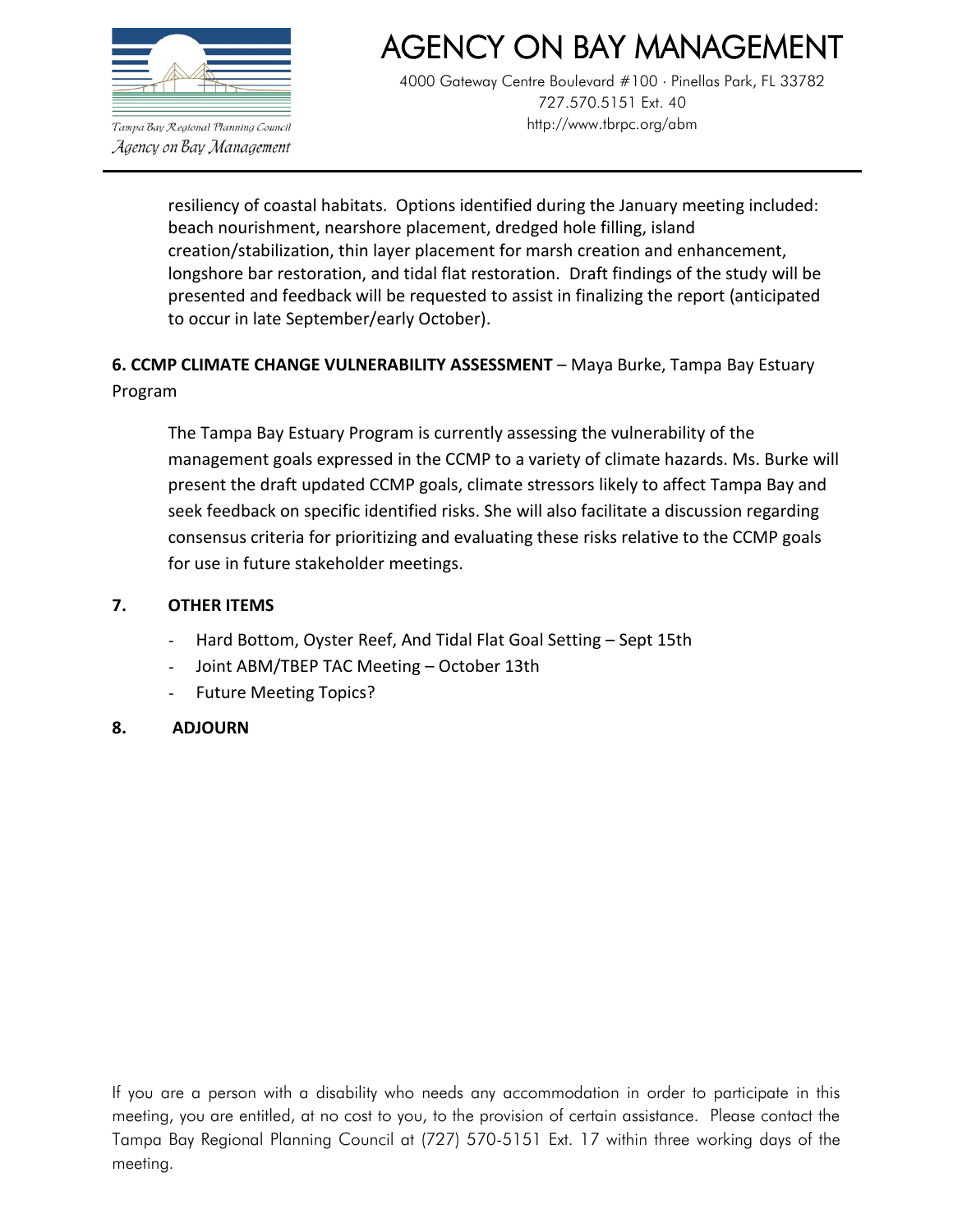resiliency of coastal habitats. Options identified during the January meeting included: beach nourishment, nearshore placement, dredged hole filling, island creation/stabilization, thin layer placement for marsh creation and enhancement, longshore bar restoration, and tidal flat restoration. Draft findings of the study will be presented and feedback will be requested to assist in finalizing the report (anticipated to occur in late September/early October).

**6. CCMP CLIMATE CHANGE VULNERABILITY ASSESSMENT** – Maya Burke, Tampa Bay Estuary Program

The Tampa Bay Estuary Program is currently assessing the vulnerability of the management goals expressed in the CCMP to a variety of climate hazards. Ms. Burke will present the draft updated CCMP goals, climate stressors likely to affect Tampa Bay and seek feedback on specific identified risks. She will also facilitate a discussion regarding consensus criteria for prioritizing and evaluating these risks relative to the CCMP goals for use in future stakeholder meetings.

**7. OTHER ITEMS**

- Hard Bottom, Oyster Reef, And Tidal Flat Goal Setting – Sept 15th
- Joint ABM/TBEP TAC Meeting – October 13th
- Future Meeting Topics?

**8. ADJOURN**

If you are a person with a disability who needs any accommodation in order to participate in this meeting, you are entitled, at no cost to you, to the provision of certain assistance. Please contact the Tampa Bay Regional Planning Council at (727) 570-5151 Ext. 17 within three working days of the meeting.